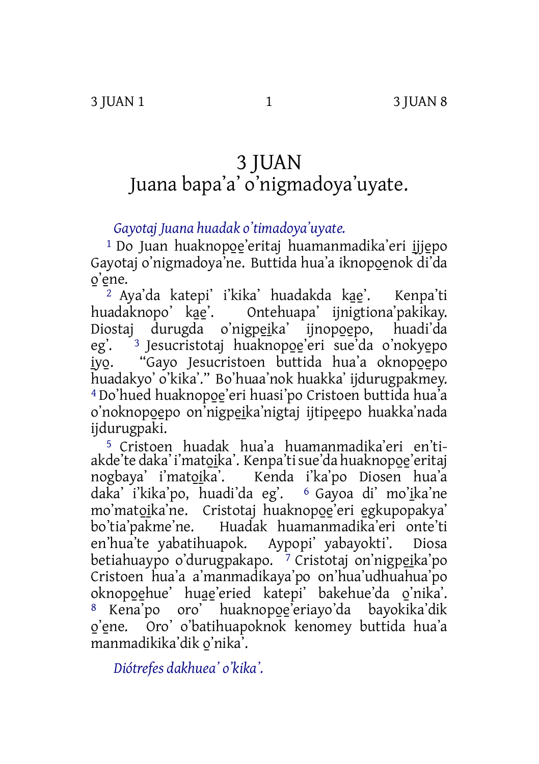# 3 JUAN

## Juana bapa'a' o'nigmadoya'uyate.

*Gayotaj Juana huadak o'timadoya'uyate.*

[1] Do Juan huaknopo̱e̱'eritaj huamanmadika'eri i̱jje̱po Gayotaj o'nigmadoya'ne. Buttida hua'a iknopo̱e̱nok di'da o̱'e̱ne.

[2] Aya'da katepi' i'kika' huadakda ka̱e̱'. Kenpa'ti huadaknopo' ka̱e̱'. Ontehuapa' ijnigtiona'pakikay. Diostaj durugda o'nigpe̱i̱ka' ijnope̱e̱po, huadi'da eg'. [3] Jesucristotaj huaknopo̱e̱'eri sue'da o'nokye̱po i̱yo̱. "Gayo Jesucristoen buttida hua'a oknopo̱e̱po huadakyo' o'kika'." Bo'huaa'nok huakka' ijdurugpakmey. [4] Do'hued huaknopo̱e̱'eri huasi'po Cristoen buttida hua'a o'noknopo̱e̱po on'nigpe̱i̱ka'nigtaj ijtipe̱e̱po huakka'nada ijdurugpaki.

[5] Cristoen huadak hua'a huamanmadika'eri en'ti-akde'te daka' i'mato̱i̱ka'. Kenpa'ti sue'da huaknopo̱e̱'eritaj nogbaya' i'mato̱i̱ka'. Kenda i'ka'po Diosen hua'a daka' i'kika'po, huadi'da eg'. [6] Gayoa di' mo'i̱ka'ne mo'mato̱i̱ka'ne. Cristotaj huaknopo̱e̱'eri e̱gkupopakya' bo'tia'pakme'ne. Huadak huamanmadika'eri onte'ti en'hua'te yabatihuapok. Aypopi' yabayokti'. Diosa betiahuaypo o'durugpakapo. [7] Cristotaj on'nigpe̱i̱ka'po Cristoen hua'a a'manmadikaya'po on'hua'udhuahua'po oknopo̱e̱hue' hua̱e̱'eried katepi' bakehue'da o̱'nika'. [8] Kena'po oro' huaknopo̱e̱'eriayo'da bayokika'dik o̱'e̱ne. Oro' o'batihuapoknok kenomey buttida hua'a manmadikika'dik o̱'nika'.

*Diótrefes dakhuea' o'kika'.*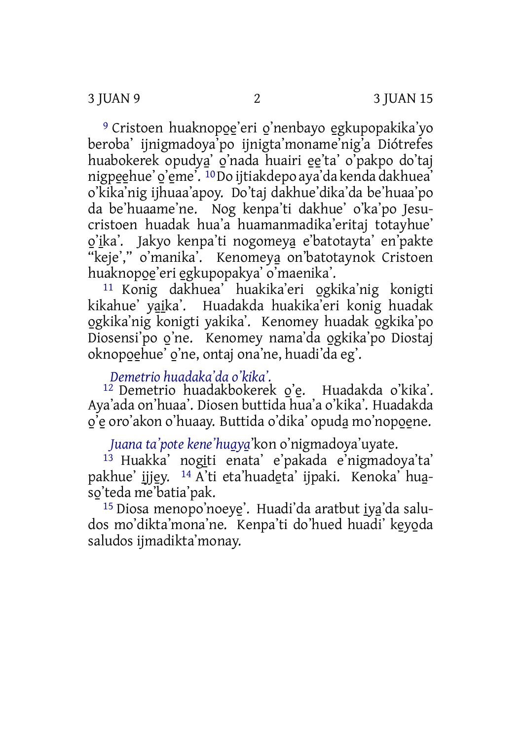[9] Cristoen huaknopo̱e̱'eri o̱'nenbayo e̱gkupopakika'yo beroba' ijnigmadoya'po ijnigta'moname'nig'a Diótrefes huabokerek opudya̱' o̱'nada huairi e̱e̱'ta' o'pakpo do'taj nigpe̱e̱hue' o̱'e̱me'. [10] Do ijtiakdepo aya'da kenda dakhuea' o'kika'nig ijhuaa'apoy. Do'taj dakhue'dika'da be'huaa'po da be'huaame'ne. Nog kenpa'ti dakhue' o'ka'po Jesucristoen huadak hua'a huamanmadika'eritaj totayhue' o̱'i̱ka'. Jakyo kenpa'ti nogomeya̱ e'batotayta' en'pakte "keje'," o'manika'. Kenomeya̱ on'batotaynok Cristoen huaknopo̱e̱'eri e̱gkupopakya' o'maenika'.

[11] Konig dakhuea' huakika'eri o̱gkika'nig konigti kikahue' ya̱ika'. Huadakda huakika'eri konig huadak o̱gkika'nig konigti yakika'. Kenomey huadak o̱gkika'po Diosensi'po o̱'ne. Kenomey nama'da o̱gkika'po Diostaj oknopo̱e̱hue' o̱'ne, ontaj ona'ne, huadi'da eg'.

*Demetrio huadaka'da o'kika'.*

[12] Demetrio huadakbokerek o̱'e̱. Huadakda o'kika'. Aya'ada on'huaa'. Diosen buttida hua'a o'kika'. Huadakda o̱'e̱ oro'akon o'huaay. Buttida o'dika' opuda̱ mo'nopo̱e̱ne.

*Juana ta'pote kene'hua̱ya̱*'kon o'nigmadoya'uyate.

[13] Huakka' nogi̱ti enata' e'pakada e'nigmadoya'ta' pakhue' i̱jje̱y. [14] A'ti eta'huade̱ta' ijpaki. Kenoka' hua̱so̱'teda me'batia'pak.

[15] Diosa menopo'noeye̱'. Huadi'da aratbut i̱ya̱'da saludos mo'dikta'mona'ne. Kenpa'ti do'hued huadi' ke̱yo̱da saludos ijmadikta'monay.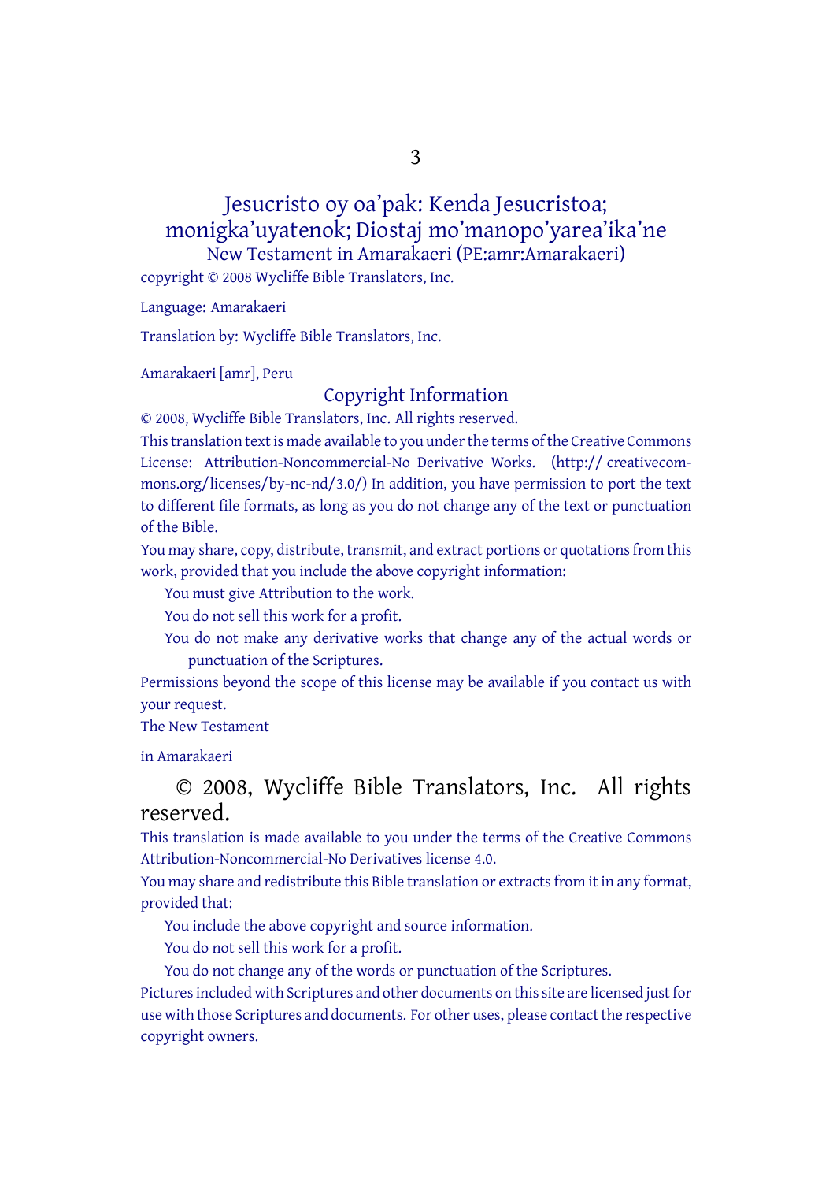# Jesucristo oy oa'pak: Kenda Jesucristoa; monigka'uyatenok; Diostaj mo'manopo'yarea'ika'ne

New Testament in Amarakaeri (PE:amr:Amarakaeri)

copyright © 2008 Wycliffe Bible Translators, Inc.

Language: Amarakaeri

Translation by: Wycliffe Bible Translators, Inc.

Amarakaeri [amr], Peru

## Copyright Information

© 2008, Wycliffe Bible Translators, Inc. All rights reserved.

This translation text is made available to you under the terms of the Creative Commons License: Attribution-Noncommercial-No Derivative Works. (http:// creativecommons.org/licenses/by-nc-nd/3.0/) In addition, you have permission to port the text to different file formats, as long as you do not change any of the text or punctuation of the Bible.

You may share, copy, distribute, transmit, and extract portions or quotations from this work, provided that you include the above copyright information:

- You must give Attribution to the work.
- You do not sell this work for a profit.
- You do not make any derivative works that change any of the actual words or punctuation of the Scriptures.

Permissions beyond the scope of this license may be available if you contact us with your request.

The New Testament

in Amarakaeri

© 2008, Wycliffe Bible Translators, Inc. All rights reserved.

This translation is made available to you under the terms of the Creative Commons Attribution-Noncommercial-No Derivatives license 4.0.

You may share and redistribute this Bible translation or extracts from it in any format, provided that:

- You include the above copyright and source information.
- You do not sell this work for a profit.
- You do not change any of the words or punctuation of the Scriptures.

Pictures included with Scriptures and other documents on this site are licensed just for use with those Scriptures and documents. For other uses, please contact the respective copyright owners.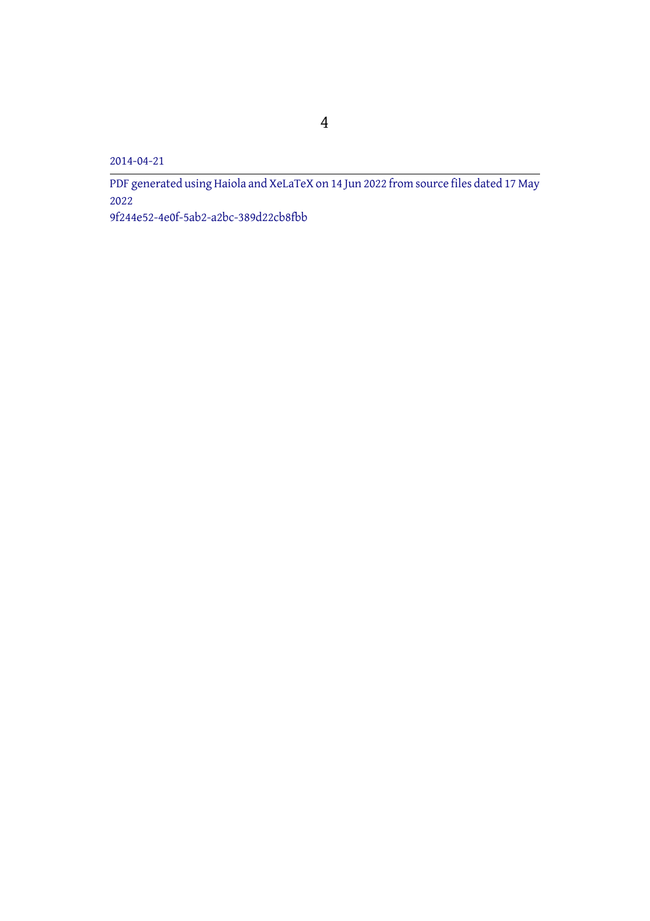2014-04-21

---

PDF generated using Haiola and XeLaTeX on 14 Jun 2022 from source files dated 17 May 2022

9f244e52-4e0f-5ab2-a2bc-389d22cb8fbb